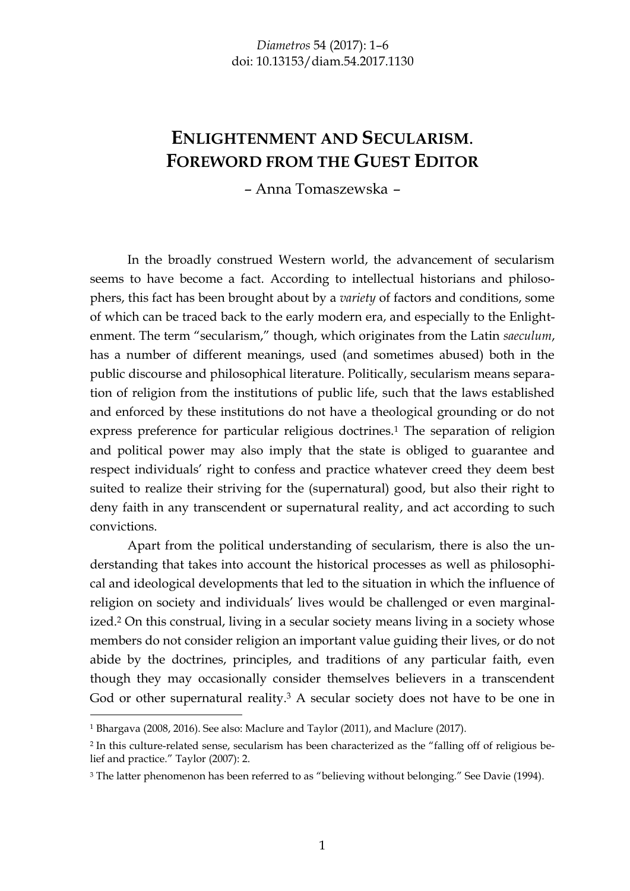# Enlightenment and Secularism. Foreword from the Guest Editor

– Anna Tomaszewska –

In the broadly construed Western world, the advancement of secularism seems to have become a fact. According to intellectual historians and philosophers, this fact has been brought about by a *variety* of factors and conditions, some of which can be traced back to the early modern era, and especially to the Enlightenment. The term "secularism," though, which originates from the Latin *saeculum*, has a number of different meanings, used (and sometimes abused) both in the public discourse and philosophical literature. Politically, secularism means separation of religion from the institutions of public life, such that the laws established and enforced by these institutions do not have a theological grounding or do not express preference for particular religious doctrines.[1] The separation of religion and political power may also imply that the state is obliged to guarantee and respect individuals' right to confess and practice whatever creed they deem best suited to realize their striving for the (supernatural) good, but also their right to deny faith in any transcendent or supernatural reality, and act according to such convictions.

Apart from the political understanding of secularism, there is also the understanding that takes into account the historical processes as well as philosophical and ideological developments that led to the situation in which the influence of religion on society and individuals' lives would be challenged or even marginalized.[2] On this construal, living in a secular society means living in a society whose members do not consider religion an important value guiding their lives, or do not abide by the doctrines, principles, and traditions of any particular faith, even though they may occasionally consider themselves believers in a transcendent God or other supernatural reality.[3] A secular society does not have to be one in

---

[1] Bhargava (2008, 2016). See also: Maclure and Taylor (2011), and Maclure (2017).

[2] In this culture-related sense, secularism has been characterized as the "falling off of religious belief and practice." Taylor (2007): 2.

[3] The latter phenomenon has been referred to as "believing without belonging." See Davie (1994).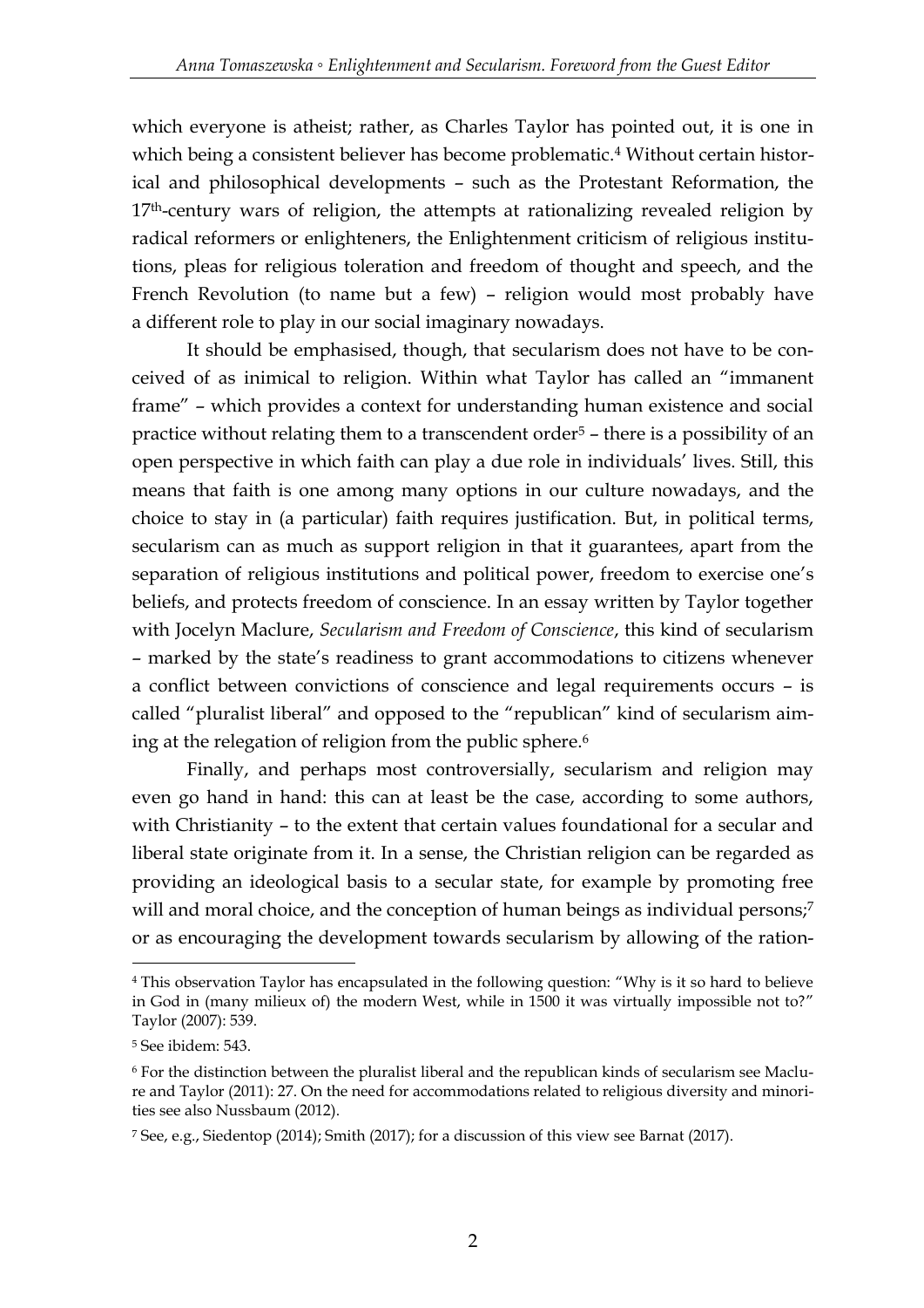which everyone is atheist; rather, as Charles Taylor has pointed out, it is one in which being a consistent believer has become problematic.[4] Without certain historical and philosophical developments – such as the Protestant Reformation, the 17th-century wars of religion, the attempts at rationalizing revealed religion by radical reformers or enlighteners, the Enlightenment criticism of religious institutions, pleas for religious toleration and freedom of thought and speech, and the French Revolution (to name but a few) – religion would most probably have a different role to play in our social imaginary nowadays.

It should be emphasised, though, that secularism does not have to be conceived of as inimical to religion. Within what Taylor has called an "immanent frame" – which provides a context for understanding human existence and social practice without relating them to a transcendent order[5] – there is a possibility of an open perspective in which faith can play a due role in individuals' lives. Still, this means that faith is one among many options in our culture nowadays, and the choice to stay in (a particular) faith requires justification. But, in political terms, secularism can as much as support religion in that it guarantees, apart from the separation of religious institutions and political power, freedom to exercise one's beliefs, and protects freedom of conscience. In an essay written by Taylor together with Jocelyn Maclure, *Secularism and Freedom of Conscience*, this kind of secularism – marked by the state's readiness to grant accommodations to citizens whenever a conflict between convictions of conscience and legal requirements occurs – is called "pluralist liberal" and opposed to the "republican" kind of secularism aiming at the relegation of religion from the public sphere.[6]

Finally, and perhaps most controversially, secularism and religion may even go hand in hand: this can at least be the case, according to some authors, with Christianity – to the extent that certain values foundational for a secular and liberal state originate from it. In a sense, the Christian religion can be regarded as providing an ideological basis to a secular state, for example by promoting free will and moral choice, and the conception of human beings as individual persons;[7] or as encouraging the development towards secularism by allowing of the ration-

---

[4] This observation Taylor has encapsulated in the following question: "Why is it so hard to believe in God in (many milieux of) the modern West, while in 1500 it was virtually impossible not to?" Taylor (2007): 539.

[5] See ibidem: 543.

[6] For the distinction between the pluralist liberal and the republican kinds of secularism see Maclure and Taylor (2011): 27. On the need for accommodations related to religious diversity and minorities see also Nussbaum (2012).

[7] See, e.g., Siedentop (2014); Smith (2017); for a discussion of this view see Barnat (2017).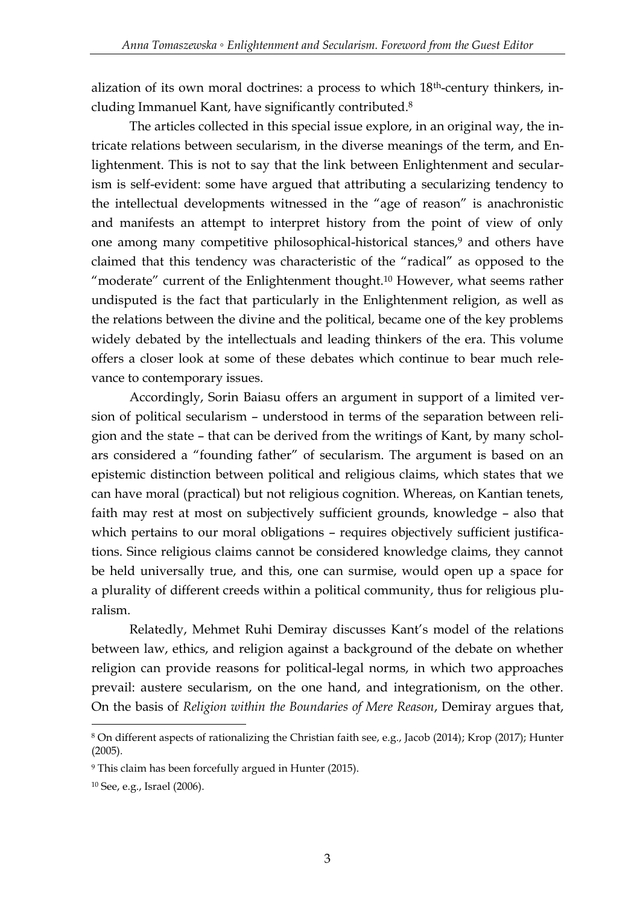alization of its own moral doctrines: a process to which 18th-century thinkers, including Immanuel Kant, have significantly contributed.[8]

The articles collected in this special issue explore, in an original way, the intricate relations between secularism, in the diverse meanings of the term, and Enlightenment. This is not to say that the link between Enlightenment and secularism is self-evident: some have argued that attributing a secularizing tendency to the intellectual developments witnessed in the "age of reason" is anachronistic and manifests an attempt to interpret history from the point of view of only one among many competitive philosophical-historical stances,[9] and others have claimed that this tendency was characteristic of the "radical" as opposed to the "moderate" current of the Enlightenment thought.[10] However, what seems rather undisputed is the fact that particularly in the Enlightenment religion, as well as the relations between the divine and the political, became one of the key problems widely debated by the intellectuals and leading thinkers of the era. This volume offers a closer look at some of these debates which continue to bear much relevance to contemporary issues.

Accordingly, Sorin Baiasu offers an argument in support of a limited version of political secularism – understood in terms of the separation between religion and the state – that can be derived from the writings of Kant, by many scholars considered a "founding father" of secularism. The argument is based on an epistemic distinction between political and religious claims, which states that we can have moral (practical) but not religious cognition. Whereas, on Kantian tenets, faith may rest at most on subjectively sufficient grounds, knowledge – also that which pertains to our moral obligations – requires objectively sufficient justifications. Since religious claims cannot be considered knowledge claims, they cannot be held universally true, and this, one can surmise, would open up a space for a plurality of different creeds within a political community, thus for religious pluralism.

Relatedly, Mehmet Ruhi Demiray discusses Kant's model of the relations between law, ethics, and religion against a background of the debate on whether religion can provide reasons for political-legal norms, in which two approaches prevail: austere secularism, on the one hand, and integrationism, on the other. On the basis of *Religion within the Boundaries of Mere Reason*, Demiray argues that,

---

[8] On different aspects of rationalizing the Christian faith see, e.g., Jacob (2014); Krop (2017); Hunter (2005).

[9] This claim has been forcefully argued in Hunter (2015).

[10] See, e.g., Israel (2006).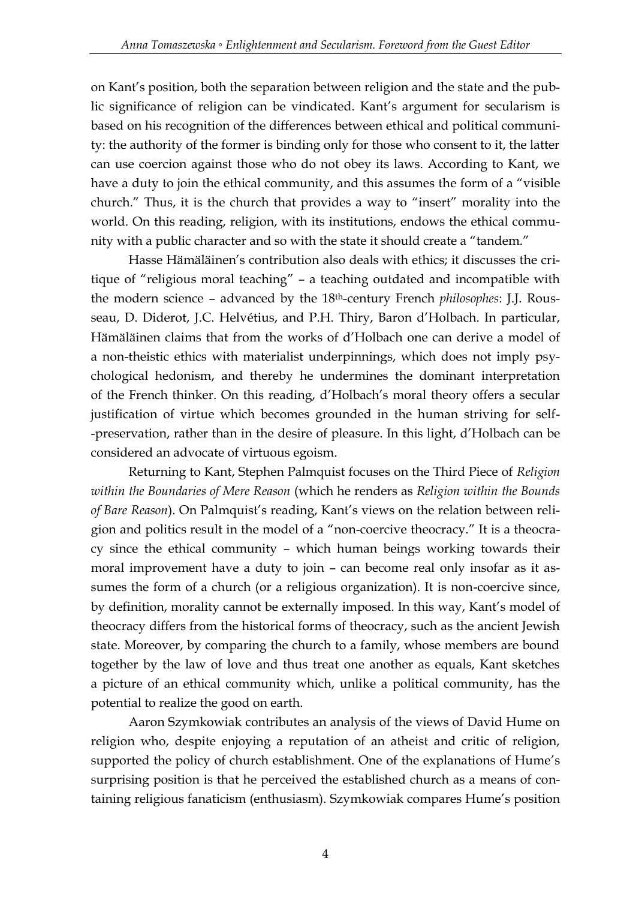on Kant's position, both the separation between religion and the state and the public significance of religion can be vindicated. Kant's argument for secularism is based on his recognition of the differences between ethical and political community: the authority of the former is binding only for those who consent to it, the latter can use coercion against those who do not obey its laws. According to Kant, we have a duty to join the ethical community, and this assumes the form of a "visible church." Thus, it is the church that provides a way to "insert" morality into the world. On this reading, religion, with its institutions, endows the ethical community with a public character and so with the state it should create a "tandem."

Hasse Hämäläinen's contribution also deals with ethics; it discusses the critique of "religious moral teaching" – a teaching outdated and incompatible with the modern science – advanced by the 18th-century French *philosophes*: J.J. Rousseau, D. Diderot, J.C. Helvétius, and P.H. Thiry, Baron d'Holbach. In particular, Hämäläinen claims that from the works of d'Holbach one can derive a model of a non-theistic ethics with materialist underpinnings, which does not imply psychological hedonism, and thereby he undermines the dominant interpretation of the French thinker. On this reading, d'Holbach's moral theory offers a secular justification of virtue which becomes grounded in the human striving for self-preservation, rather than in the desire of pleasure. In this light, d'Holbach can be considered an advocate of virtuous egoism.

Returning to Kant, Stephen Palmquist focuses on the Third Piece of *Religion within the Boundaries of Mere Reason* (which he renders as *Religion within the Bounds of Bare Reason*). On Palmquist's reading, Kant's views on the relation between religion and politics result in the model of a "non-coercive theocracy." It is a theocracy since the ethical community – which human beings working towards their moral improvement have a duty to join – can become real only insofar as it assumes the form of a church (or a religious organization). It is non-coercive since, by definition, morality cannot be externally imposed. In this way, Kant's model of theocracy differs from the historical forms of theocracy, such as the ancient Jewish state. Moreover, by comparing the church to a family, whose members are bound together by the law of love and thus treat one another as equals, Kant sketches a picture of an ethical community which, unlike a political community, has the potential to realize the good on earth.

Aaron Szymkowiak contributes an analysis of the views of David Hume on religion who, despite enjoying a reputation of an atheist and critic of religion, supported the policy of church establishment. One of the explanations of Hume's surprising position is that he perceived the established church as a means of containing religious fanaticism (enthusiasm). Szymkowiak compares Hume's position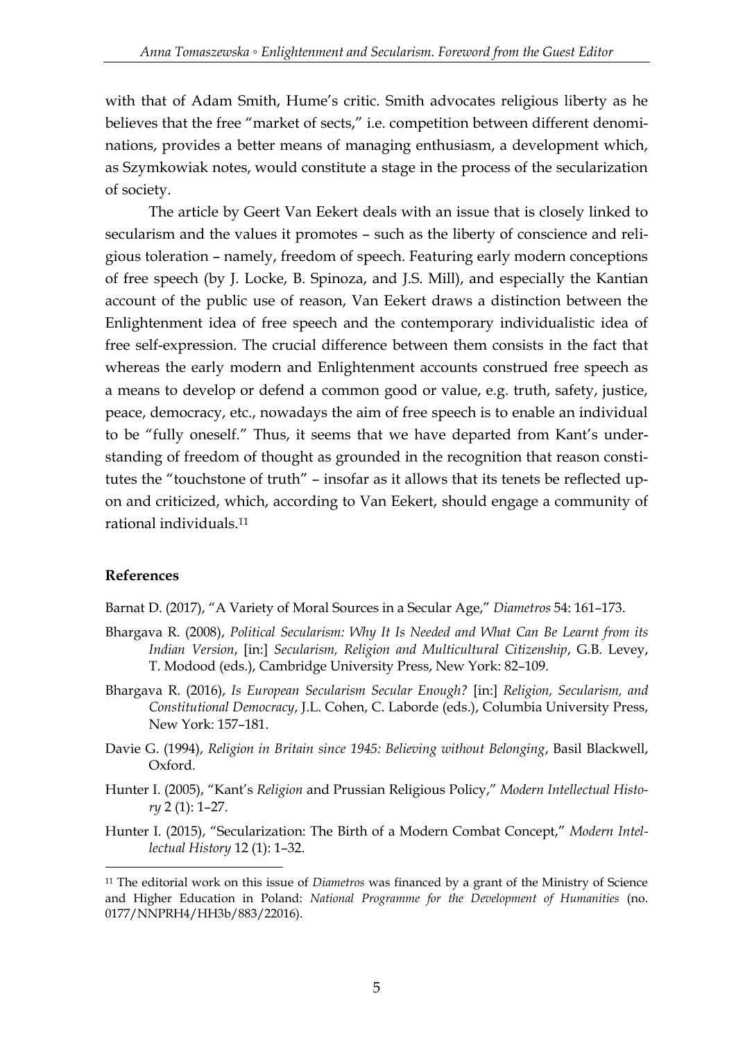with that of Adam Smith, Hume's critic. Smith advocates religious liberty as he believes that the free "market of sects," i.e. competition between different denominations, provides a better means of managing enthusiasm, a development which, as Szymkowiak notes, would constitute a stage in the process of the secularization of society.

The article by Geert Van Eekert deals with an issue that is closely linked to secularism and the values it promotes – such as the liberty of conscience and religious toleration – namely, freedom of speech. Featuring early modern conceptions of free speech (by J. Locke, B. Spinoza, and J.S. Mill), and especially the Kantian account of the public use of reason, Van Eekert draws a distinction between the Enlightenment idea of free speech and the contemporary individualistic idea of free self-expression. The crucial difference between them consists in the fact that whereas the early modern and Enlightenment accounts construed free speech as a means to develop or defend a common good or value, e.g. truth, safety, justice, peace, democracy, etc., nowadays the aim of free speech is to enable an individual to be "fully oneself." Thus, it seems that we have departed from Kant's understanding of freedom of thought as grounded in the recognition that reason constitutes the "touchstone of truth" – insofar as it allows that its tenets be reflected upon and criticized, which, according to Van Eekert, should engage a community of rational individuals.[11]

### References

Barnat D. (2017), "A Variety of Moral Sources in a Secular Age," *Diametros* 54: 161–173.

Bhargava R. (2008), *Political Secularism: Why It Is Needed and What Can Be Learnt from its Indian Version*, [in:] *Secularism, Religion and Multicultural Citizenship*, G.B. Levey, T. Modood (eds.), Cambridge University Press, New York: 82–109.

Bhargava R. (2016), *Is European Secularism Secular Enough?* [in:] *Religion, Secularism, and Constitutional Democracy*, J.L. Cohen, C. Laborde (eds.), Columbia University Press, New York: 157–181.

Davie G. (1994), *Religion in Britain since 1945: Believing without Belonging*, Basil Blackwell, Oxford.

Hunter I. (2005), "Kant's *Religion* and Prussian Religious Policy," *Modern Intellectual History* 2 (1): 1–27.

Hunter I. (2015), "Secularization: The Birth of a Modern Combat Concept," *Modern Intellectual History* 12 (1): 1–32.

[11] The editorial work on this issue of *Diametros* was financed by a grant of the Ministry of Science and Higher Education in Poland: *National Programme for the Development of Humanities* (no. 0177/NNPRH4/HH3b/883/22016).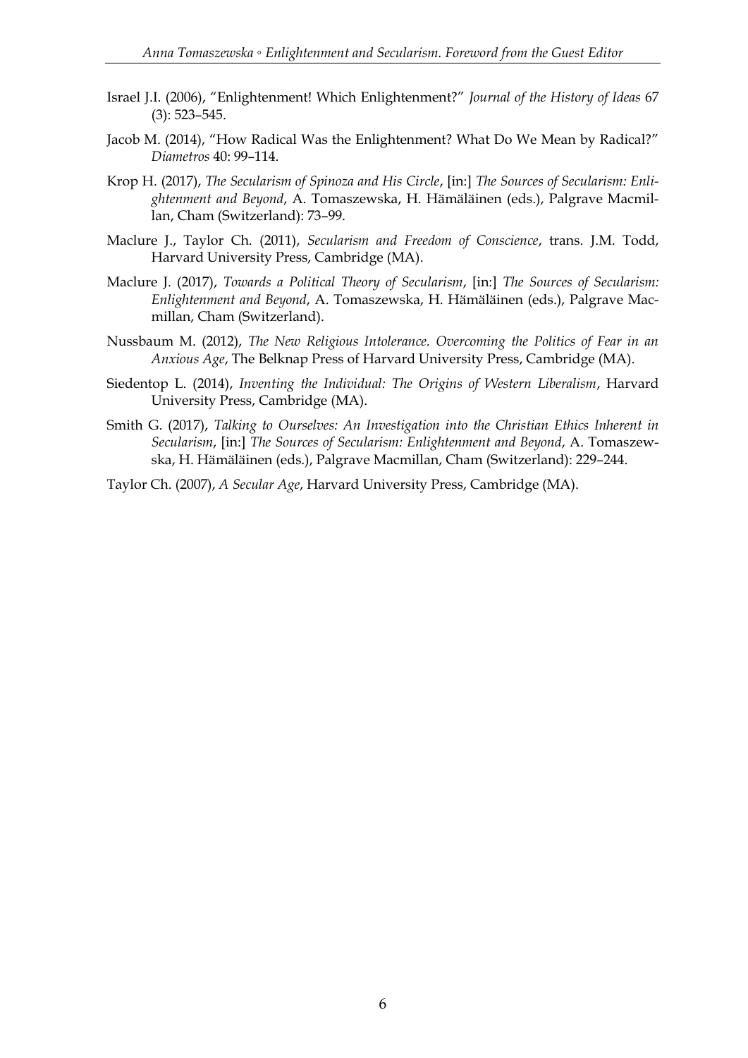Israel J.I. (2006), "Enlightenment! Which Enlightenment?" *Journal of the History of Ideas* 67 (3): 523–545.

Jacob M. (2014), "How Radical Was the Enlightenment? What Do We Mean by Radical?" *Diametros* 40: 99–114.

Krop H. (2017), *The Secularism of Spinoza and His Circle*, [in:] *The Sources of Secularism: Enlightenment and Beyond*, A. Tomaszewska, H. Hämäläinen (eds.), Palgrave Macmillan, Cham (Switzerland): 73–99.

Maclure J., Taylor Ch. (2011), *Secularism and Freedom of Conscience*, trans. J.M. Todd, Harvard University Press, Cambridge (MA).

Maclure J. (2017), *Towards a Political Theory of Secularism*, [in:] *The Sources of Secularism: Enlightenment and Beyond*, A. Tomaszewska, H. Hämäläinen (eds.), Palgrave Macmillan, Cham (Switzerland).

Nussbaum M. (2012), *The New Religious Intolerance. Overcoming the Politics of Fear in an Anxious Age*, The Belknap Press of Harvard University Press, Cambridge (MA).

Siedentop L. (2014), *Inventing the Individual: The Origins of Western Liberalism*, Harvard University Press, Cambridge (MA).

Smith G. (2017), *Talking to Ourselves: An Investigation into the Christian Ethics Inherent in Secularism*, [in:] *The Sources of Secularism: Enlightenment and Beyond*, A. Tomaszewska, H. Hämäläinen (eds.), Palgrave Macmillan, Cham (Switzerland): 229–244.

Taylor Ch. (2007), *A Secular Age*, Harvard University Press, Cambridge (MA).